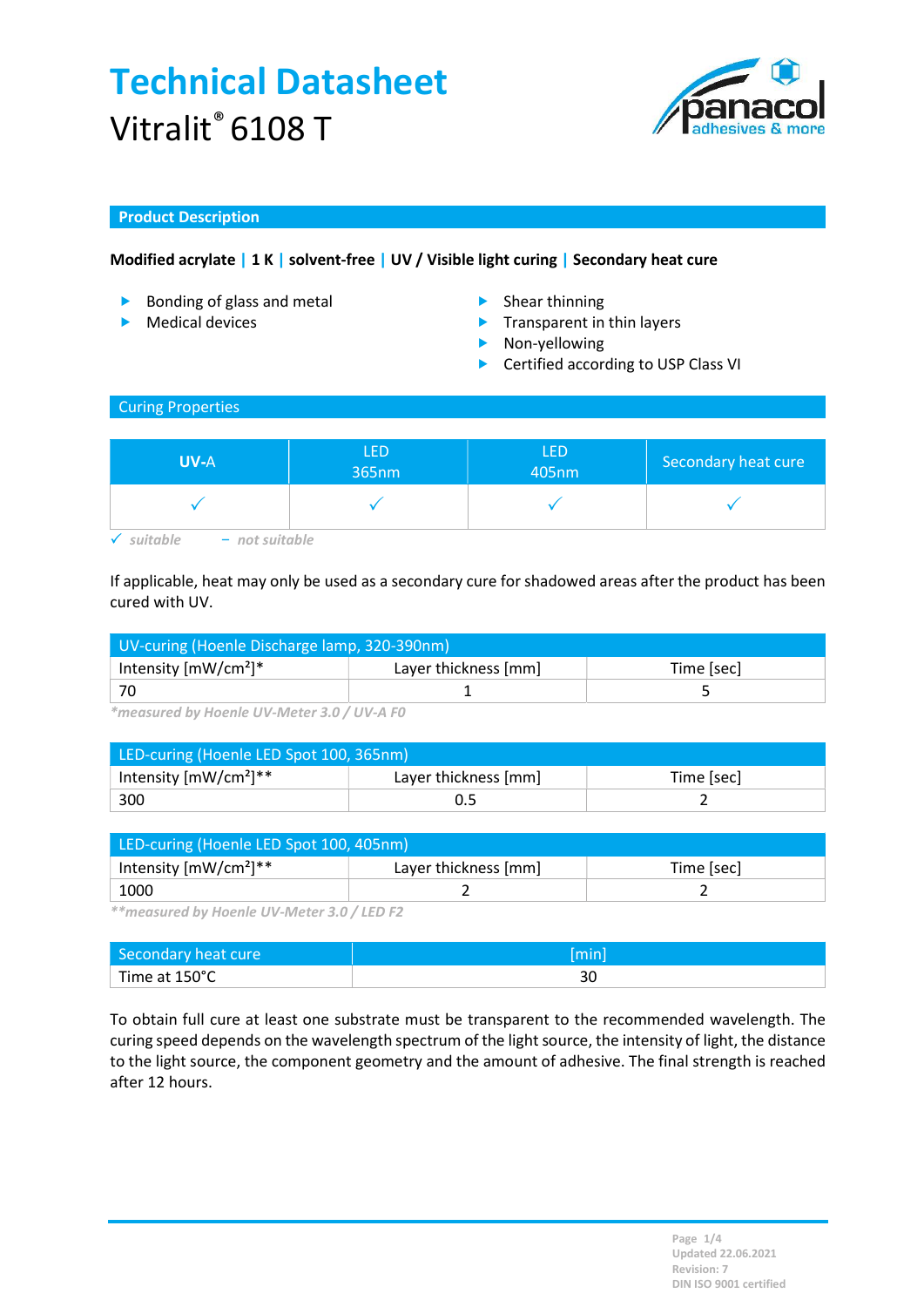# Technical Datasheet

Vitralit® 6108 T

## Product Description

**Modified acrylate | 1 K | solvent-free | UV / Visible light curing | Secondary heat cure**

- Bonding of glass and metal
- Medical devices
- Shear thinning
- Transparent in thin layers
- Non-yellowing
- Certified according to USP Class VI

## Curing Properties

| UV-A | LED 365nm | LED 405nm | Secondary heat cure |
|---|---|---|---|
| ✓ | ✓ | ✓ | ✓ |

*✓ suitable   – not suitable*

If applicable, heat may only be used as a secondary cure for shadowed areas after the product has been cured with UV.

| UV-curing (Hoenle Discharge lamp, 320-390nm) | | |
|---|---|---|
| Intensity [mW/cm²]* | Layer thickness [mm] | Time [sec] |
| 70 | 1 | 5 |

*\*measured by Hoenle UV-Meter 3.0 / UV-A F0*

| LED-curing (Hoenle LED Spot 100, 365nm) | | |
|---|---|---|
| Intensity [mW/cm²]** | Layer thickness [mm] | Time [sec] |
| 300 | 0.5 | 2 |

| LED-curing (Hoenle LED Spot 100, 405nm) | | |
|---|---|---|
| Intensity [mW/cm²]** | Layer thickness [mm] | Time [sec] |
| 1000 | 2 | 2 |

*\*\*measured by Hoenle UV-Meter 3.0 / LED F2*

| Secondary heat cure | [min] |
|---|---|
| Time at 150°C | 30 |

To obtain full cure at least one substrate must be transparent to the recommended wavelength. The curing speed depends on the wavelength spectrum of the light source, the intensity of light, the distance to the light source, the component geometry and the amount of adhesive. The final strength is reached after 12 hours.

Updated 22.06.2021
Revision: 7
DIN ISO 9001 certified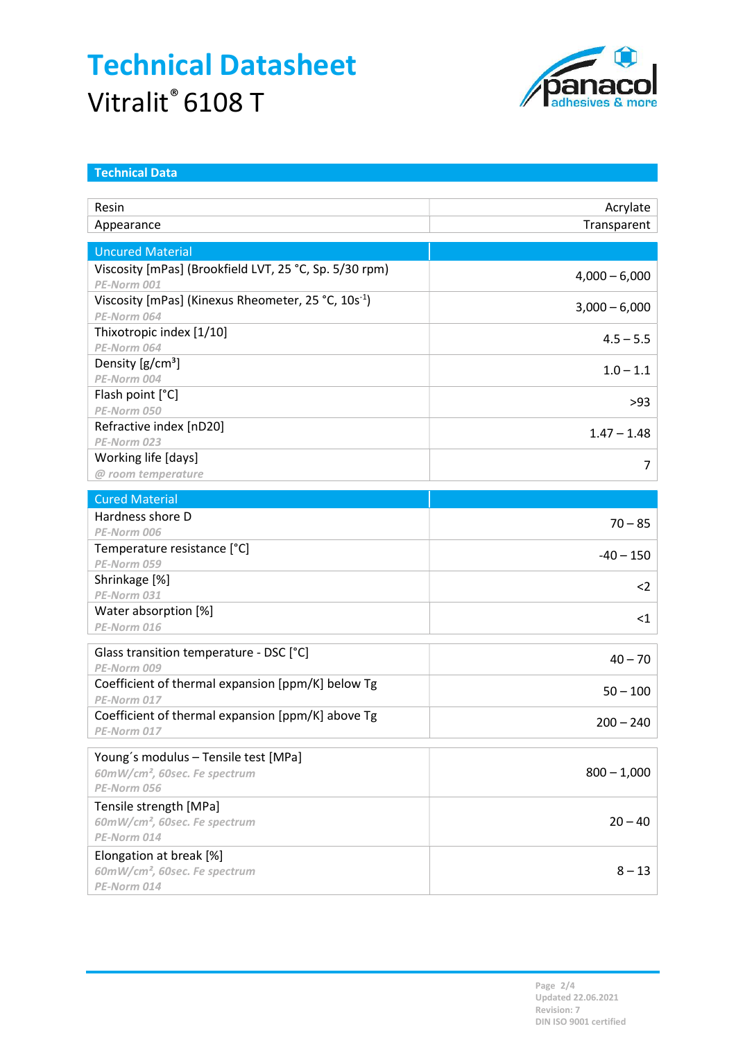# Technical Datasheet

Vitralit® 6108 T

## Technical Data

| | |
|---|---|
| Resin | Acrylate |
| Appearance | Transparent |

| Uncured Material | |
|---|---|
| Viscosity [mPas] (Brookfield LVT, 25 °C, Sp. 5/30 rpm)<br>*PE-Norm 001* | 4,000 – 6,000 |
| Viscosity [mPas] (Kinexus Rheometer, 25 °C, 10s$^{-1}$)<br>*PE-Norm 064* | 3,000 – 6,000 |
| Thixotropic index [1/10]<br>*PE-Norm 064* | 4.5 – 5.5 |
| Density [g/cm³]<br>*PE-Norm 004* | 1.0 – 1.1 |
| Flash point [°C]<br>*PE-Norm 050* | >93 |
| Refractive index [nD20]<br>*PE-Norm 023* | 1.47 – 1.48 |
| Working life [days]<br>*@ room temperature* | 7 |

| Cured Material | |
|---|---|
| Hardness shore D<br>*PE-Norm 006* | 70 – 85 |
| Temperature resistance [°C]<br>*PE-Norm 059* | -40 – 150 |
| Shrinkage [%]<br>*PE-Norm 031* | <2 |
| Water absorption [%]<br>*PE-Norm 016* | <1 |

| | |
|---|---|
| Glass transition temperature - DSC [°C]<br>*PE-Norm 009* | 40 – 70 |
| Coefficient of thermal expansion [ppm/K] below Tg<br>*PE-Norm 017* | 50 – 100 |
| Coefficient of thermal expansion [ppm/K] above Tg<br>*PE-Norm 017* | 200 – 240 |

| | |
|---|---|
| Young´s modulus – Tensile test [MPa]<br>*60mW/cm², 60sec. Fe spectrum*<br>*PE-Norm 056* | 800 – 1,000 |
| Tensile strength [MPa]<br>*60mW/cm², 60sec. Fe spectrum*<br>*PE-Norm 014* | 20 – 40 |
| Elongation at break [%]<br>*60mW/cm², 60sec. Fe spectrum*<br>*PE-Norm 014* | 8 – 13 |

Updated 22.06.2021
Revision: 7
DIN ISO 9001 certified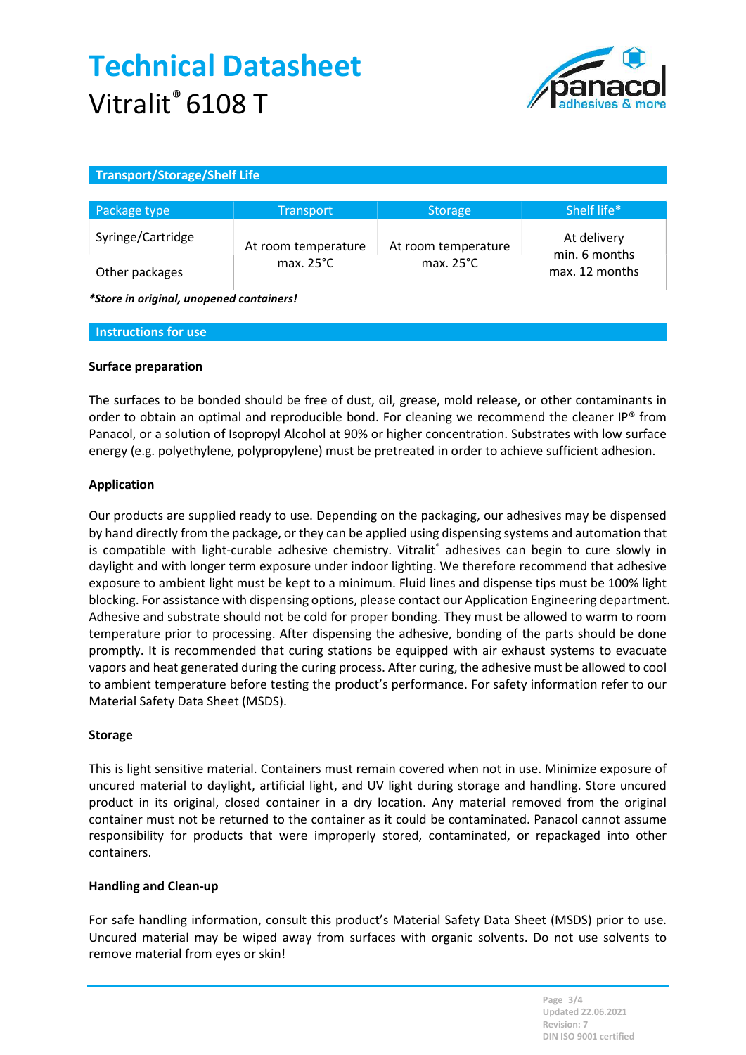# Technical Datasheet

Vitralit® 6108 T

## Transport/Storage/Shelf Life

| Package type | Transport | Storage | Shelf life* |
| --- | --- | --- | --- |
| Syringe/Cartridge | At room temperature max. 25°C | At room temperature max. 25°C | At delivery min. 6 months max. 12 months |
| Other packages | | | |

***Store in original, unopened containers!***

## Instructions for use

### Surface preparation

The surfaces to be bonded should be free of dust, oil, grease, mold release, or other contaminants in order to obtain an optimal and reproducible bond. For cleaning we recommend the cleaner IP® from Panacol, or a solution of Isopropyl Alcohol at 90% or higher concentration. Substrates with low surface energy (e.g. polyethylene, polypropylene) must be pretreated in order to achieve sufficient adhesion.

### Application

Our products are supplied ready to use. Depending on the packaging, our adhesives may be dispensed by hand directly from the package, or they can be applied using dispensing systems and automation that is compatible with light-curable adhesive chemistry. Vitralit® adhesives can begin to cure slowly in daylight and with longer term exposure under indoor lighting. We therefore recommend that adhesive exposure to ambient light must be kept to a minimum. Fluid lines and dispense tips must be 100% light blocking. For assistance with dispensing options, please contact our Application Engineering department. Adhesive and substrate should not be cold for proper bonding. They must be allowed to warm to room temperature prior to processing. After dispensing the adhesive, bonding of the parts should be done promptly. It is recommended that curing stations be equipped with air exhaust systems to evacuate vapors and heat generated during the curing process. After curing, the adhesive must be allowed to cool to ambient temperature before testing the product's performance. For safety information refer to our Material Safety Data Sheet (MSDS).

### Storage

This is light sensitive material. Containers must remain covered when not in use. Minimize exposure of uncured material to daylight, artificial light, and UV light during storage and handling. Store uncured product in its original, closed container in a dry location. Any material removed from the original container must not be returned to the container as it could be contaminated. Panacol cannot assume responsibility for products that were improperly stored, contaminated, or repackaged into other containers.

### Handling and Clean-up

For safe handling information, consult this product's Material Safety Data Sheet (MSDS) prior to use. Uncured material may be wiped away from surfaces with organic solvents. Do not use solvents to remove material from eyes or skin!

Updated 22.06.2021
Revision: 7
DIN ISO 9001 certified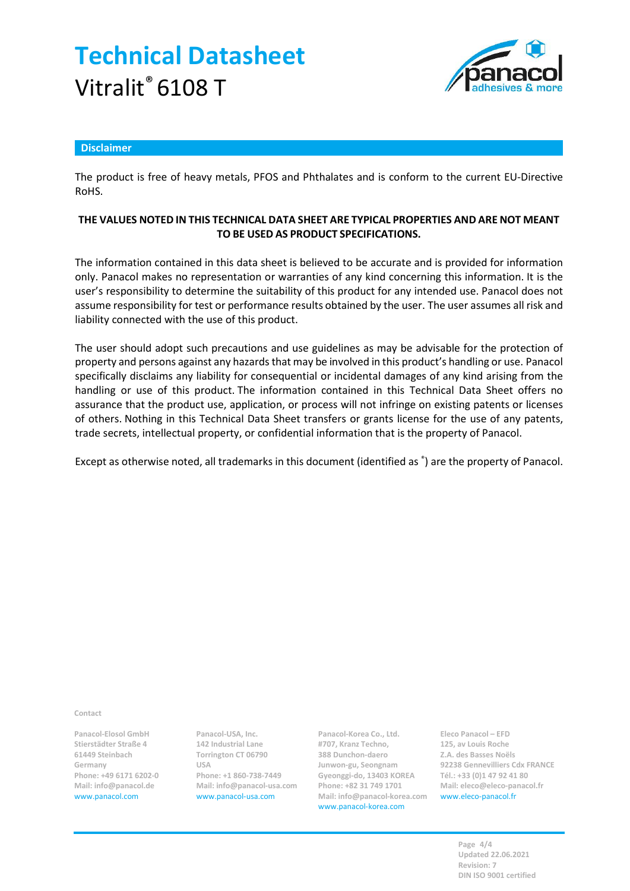# Technical Datasheet
Vitralit® 6108 T

## Disclaimer

The product is free of heavy metals, PFOS and Phthalates and is conform to the current EU-Directive RoHS.

**THE VALUES NOTED IN THIS TECHNICAL DATA SHEET ARE TYPICAL PROPERTIES AND ARE NOT MEANT TO BE USED AS PRODUCT SPECIFICATIONS.**

The information contained in this data sheet is believed to be accurate and is provided for information only. Panacol makes no representation or warranties of any kind concerning this information. It is the user's responsibility to determine the suitability of this product for any intended use. Panacol does not assume responsibility for test or performance results obtained by the user. The user assumes all risk and liability connected with the use of this product.

The user should adopt such precautions and use guidelines as may be advisable for the protection of property and persons against any hazards that may be involved in this product's handling or use. Panacol specifically disclaims any liability for consequential or incidental damages of any kind arising from the handling or use of this product. The information contained in this Technical Data Sheet offers no assurance that the product use, application, or process will not infringe on existing patents or licenses of others. Nothing in this Technical Data Sheet transfers or grants license for the use of any patents, trade secrets, intellectual property, or confidential information that is the property of Panacol.

Except as otherwise noted, all trademarks in this document (identified as ®) are the property of Panacol.

Contact

Panacol-Elosol GmbH
Stierstädter Straße 4
61449 Steinbach
Germany
Phone: +49 6171 6202-0
Mail: info@panacol.de
www.panacol.com

Panacol-USA, Inc.
142 Industrial Lane
Torrington CT 06790
USA
Phone: +1 860-738-7449
Mail: info@panacol-usa.com
www.panacol-usa.com

Panacol-Korea Co., Ltd.
#707, Kranz Techno,
388 Dunchon-daero
Junwon-gu, Seongnam
Gyeonggi-do, 13403 KOREA
Phone: +82 31 749 1701
Mail: info@panacol-korea.com
www.panacol-korea.com

Eleco Panacol – EFD
125, av Louis Roche
Z.A. des Basses Noëls
92238 Gennevilliers Cdx FRANCE
Tél.: +33 (0)1 47 92 41 80
Mail: eleco@eleco-panacol.fr
www.eleco-panacol.fr

Updated 22.06.2021
Revision: 7
DIN ISO 9001 certified